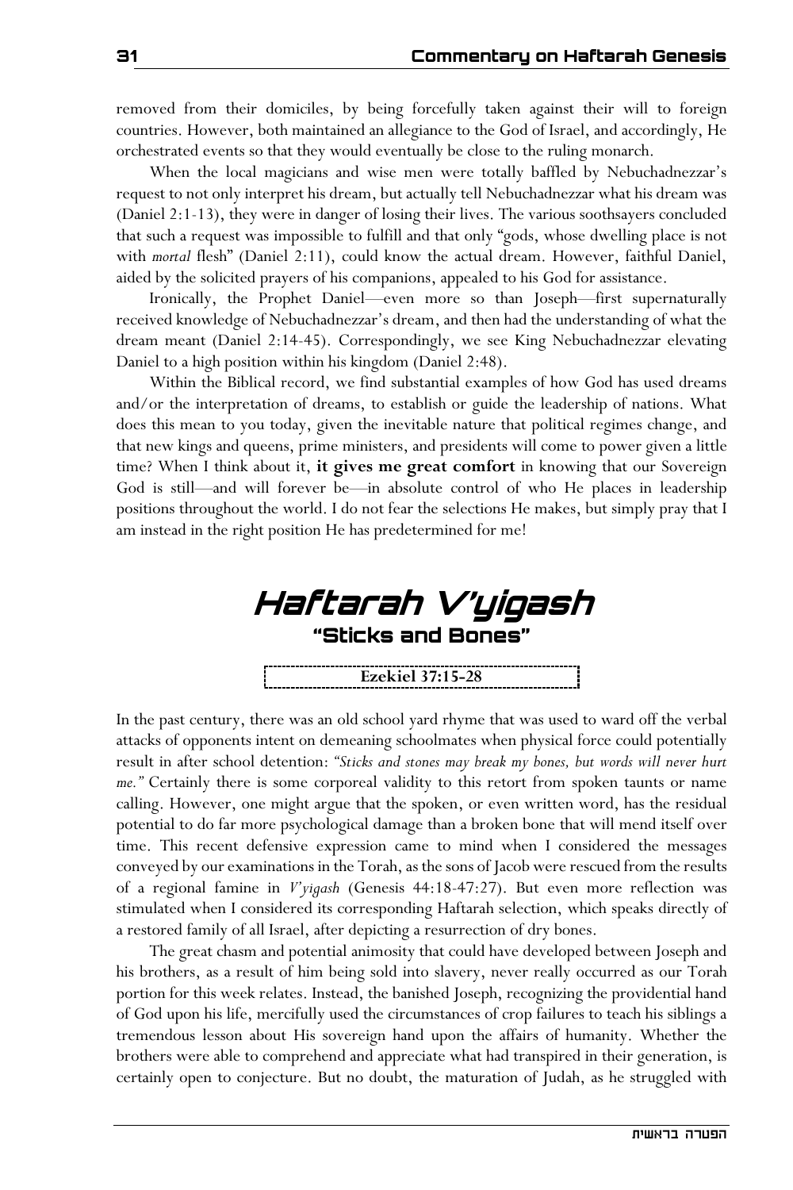removed from their domiciles, by being forcefully taken against their will to foreign countries. However, both maintained an allegiance to the God of Israel, and accordingly, He orchestrated events so that they would eventually be close to the ruling monarch.

When the local magicians and wise men were totally baffled by Nebuchadnezzar's request to not only interpret his dream, but actually tell Nebuchadnezzar what his dream was (Daniel 2:1-13), they were in danger of losing their lives. The various soothsayers concluded that such a request was impossible to fulfill and that only "gods, whose dwelling place is not with *mortal* flesh" (Daniel 2:11), could know the actual dream. However, faithful Daniel, aided by the solicited prayers of his companions, appealed to his God for assistance.

Ironically, the Prophet Daniel—even more so than Joseph—first supernaturally received knowledge of Nebuchadnezzar's dream, and then had the understanding of what the dream meant (Daniel 2:14-45). Correspondingly, we see King Nebuchadnezzar elevating Daniel to a high position within his kingdom (Daniel 2:48).

Within the Biblical record, we find substantial examples of how God has used dreams and/or the interpretation of dreams, to establish or guide the leadership of nations. What does this mean to you today, given the inevitable nature that political regimes change, and that new kings and queens, prime ministers, and presidents will come to power given a little time? When I think about it, **it gives me great comfort** in knowing that our Sovereign God is still—and will forever be—in absolute control of who He places in leadership positions throughout the world. I do not fear the selections He makes, but simply pray that I am instead in the right position He has predetermined for me!

# Haftarah V'yigash

## "Sticks and Bones"

**Ezekiel 37:15-28**

In the past century, there was an old school yard rhyme that was used to ward off the verbal attacks of opponents intent on demeaning schoolmates when physical force could potentially result in after school detention: *"Sticks and stones may break my bones, but words will never hurt me."* Certainly there is some corporeal validity to this retort from spoken taunts or name calling. However, one might argue that the spoken, or even written word, has the residual potential to do far more psychological damage than a broken bone that will mend itself over time. This recent defensive expression came to mind when I considered the messages conveyed by our examinations in the Torah, as the sons of Jacob were rescued from the results of a regional famine in *V'yigash* (Genesis 44:18-47:27). But even more reflection was stimulated when I considered its corresponding Haftarah selection, which speaks directly of a restored family of all Israel, after depicting a resurrection of dry bones.

The great chasm and potential animosity that could have developed between Joseph and his brothers, as a result of him being sold into slavery, never really occurred as our Torah portion for this week relates. Instead, the banished Joseph, recognizing the providential hand of God upon his life, mercifully used the circumstances of crop failures to teach his siblings a tremendous lesson about His sovereign hand upon the affairs of humanity. Whether the brothers were able to comprehend and appreciate what had transpired in their generation, is certainly open to conjecture. But no doubt, the maturation of Judah, as he struggled with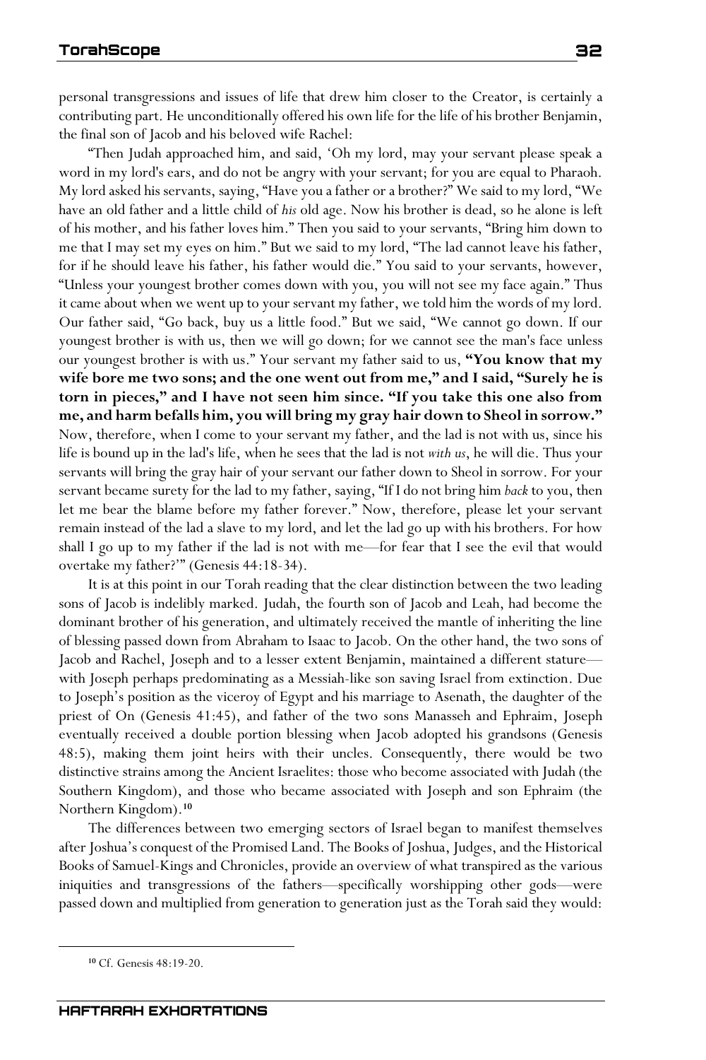personal transgressions and issues of life that drew him closer to the Creator, is certainly a contributing part. He unconditionally offered his own life for the life of his brother Benjamin, the final son of Jacob and his beloved wife Rachel:

"Then Judah approached him, and said, 'Oh my lord, may your servant please speak a word in my lord's ears, and do not be angry with your servant; for you are equal to Pharaoh. My lord asked his servants, saying, "Have you a father or a brother?" We said to my lord, "We have an old father and a little child of *his* old age. Now his brother is dead, so he alone is left of his mother, and his father loves him." Then you said to your servants, "Bring him down to me that I may set my eyes on him." But we said to my lord, "The lad cannot leave his father, for if he should leave his father, his father would die." You said to your servants, however, "Unless your youngest brother comes down with you, you will not see my face again." Thus it came about when we went up to your servant my father, we told him the words of my lord. Our father said, "Go back, buy us a little food." But we said, "We cannot go down. If our youngest brother is with us, then we will go down; for we cannot see the man's face unless our youngest brother is with us." Your servant my father said to us, **"You know that my wife bore me two sons; and the one went out from me," and I said, "Surely he is torn in pieces," and I have not seen him since. "If you take this one also from me, and harm befalls him, you will bring my gray hair down to Sheol in sorrow."** Now, therefore, when I come to your servant my father, and the lad is not with us, since his life is bound up in the lad's life, when he sees that the lad is not *with us*, he will die. Thus your servants will bring the gray hair of your servant our father down to Sheol in sorrow. For your servant became surety for the lad to my father, saying, "If I do not bring him *back* to you, then let me bear the blame before my father forever." Now, therefore, please let your servant remain instead of the lad a slave to my lord, and let the lad go up with his brothers. For how shall I go up to my father if the lad is not with me—for fear that I see the evil that would overtake my father?'" (Genesis 44:18-34).

It is at this point in our Torah reading that the clear distinction between the two leading sons of Jacob is indelibly marked. Judah, the fourth son of Jacob and Leah, had become the dominant brother of his generation, and ultimately received the mantle of inheriting the line of blessing passed down from Abraham to Isaac to Jacob. On the other hand, the two sons of Jacob and Rachel, Joseph and to a lesser extent Benjamin, maintained a different stature—with Joseph perhaps predominating as a Messiah-like son saving Israel from extinction. Due to Joseph's position as the viceroy of Egypt and his marriage to Asenath, the daughter of the priest of On (Genesis 41:45), and father of the two sons Manasseh and Ephraim, Joseph eventually received a double portion blessing when Jacob adopted his grandsons (Genesis 48:5), making them joint heirs with their uncles. Consequently, there would be two distinctive strains among the Ancient Israelites: those who become associated with Judah (the Southern Kingdom), and those who became associated with Joseph and son Ephraim (the Northern Kingdom).[10]

The differences between two emerging sectors of Israel began to manifest themselves after Joshua's conquest of the Promised Land. The Books of Joshua, Judges, and the Historical Books of Samuel-Kings and Chronicles, provide an overview of what transpired as the various iniquities and transgressions of the fathers—specifically worshipping other gods—were passed down and multiplied from generation to generation just as the Torah said they would:

---

[10] Cf. Genesis 48:19-20.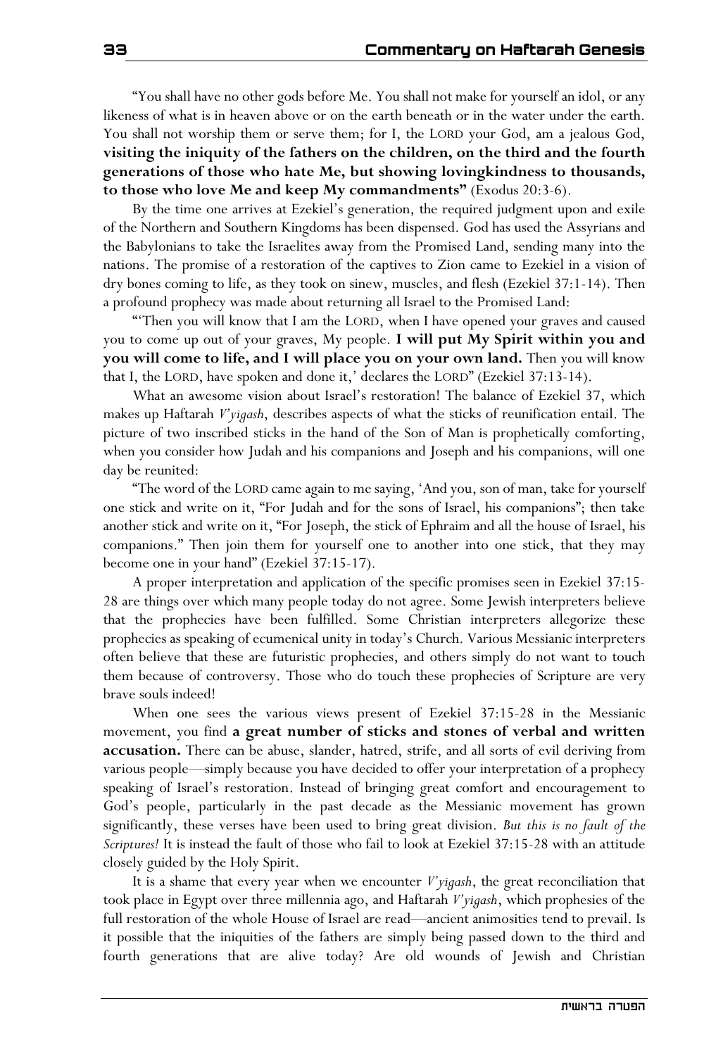"You shall have no other gods before Me. You shall not make for yourself an idol, or any likeness of what is in heaven above or on the earth beneath or in the water under the earth. You shall not worship them or serve them; for I, the LORD your God, am a jealous God, **visiting the iniquity of the fathers on the children, on the third and the fourth generations of those who hate Me, but showing lovingkindness to thousands, to those who love Me and keep My commandments"** (Exodus 20:3-6).

By the time one arrives at Ezekiel's generation, the required judgment upon and exile of the Northern and Southern Kingdoms has been dispensed. God has used the Assyrians and the Babylonians to take the Israelites away from the Promised Land, sending many into the nations. The promise of a restoration of the captives to Zion came to Ezekiel in a vision of dry bones coming to life, as they took on sinew, muscles, and flesh (Ezekiel 37:1-14). Then a profound prophecy was made about returning all Israel to the Promised Land:

"'Then you will know that I am the LORD, when I have opened your graves and caused you to come up out of your graves, My people. **I will put My Spirit within you and you will come to life, and I will place you on your own land.** Then you will know that I, the LORD, have spoken and done it,' declares the LORD" (Ezekiel 37:13-14).

What an awesome vision about Israel's restoration! The balance of Ezekiel 37, which makes up Haftarah *V'yigash*, describes aspects of what the sticks of reunification entail. The picture of two inscribed sticks in the hand of the Son of Man is prophetically comforting, when you consider how Judah and his companions and Joseph and his companions, will one day be reunited:

"The word of the LORD came again to me saying, 'And you, son of man, take for yourself one stick and write on it, "For Judah and for the sons of Israel, his companions"; then take another stick and write on it, "For Joseph, the stick of Ephraim and all the house of Israel, his companions." Then join them for yourself one to another into one stick, that they may become one in your hand" (Ezekiel 37:15-17).

A proper interpretation and application of the specific promises seen in Ezekiel 37:15-28 are things over which many people today do not agree. Some Jewish interpreters believe that the prophecies have been fulfilled. Some Christian interpreters allegorize these prophecies as speaking of ecumenical unity in today's Church. Various Messianic interpreters often believe that these are futuristic prophecies, and others simply do not want to touch them because of controversy. Those who do touch these prophecies of Scripture are very brave souls indeed!

When one sees the various views present of Ezekiel 37:15-28 in the Messianic movement, you find **a great number of sticks and stones of verbal and written accusation.** There can be abuse, slander, hatred, strife, and all sorts of evil deriving from various people—simply because you have decided to offer your interpretation of a prophecy speaking of Israel's restoration. Instead of bringing great comfort and encouragement to God's people, particularly in the past decade as the Messianic movement has grown significantly, these verses have been used to bring great division. *But this is no fault of the Scriptures!* It is instead the fault of those who fail to look at Ezekiel 37:15-28 with an attitude closely guided by the Holy Spirit.

It is a shame that every year when we encounter *V'yigash*, the great reconciliation that took place in Egypt over three millennia ago, and Haftarah *V'yigash*, which prophesies of the full restoration of the whole House of Israel are read—ancient animosities tend to prevail. Is it possible that the iniquities of the fathers are simply being passed down to the third and fourth generations that are alive today? Are old wounds of Jewish and Christian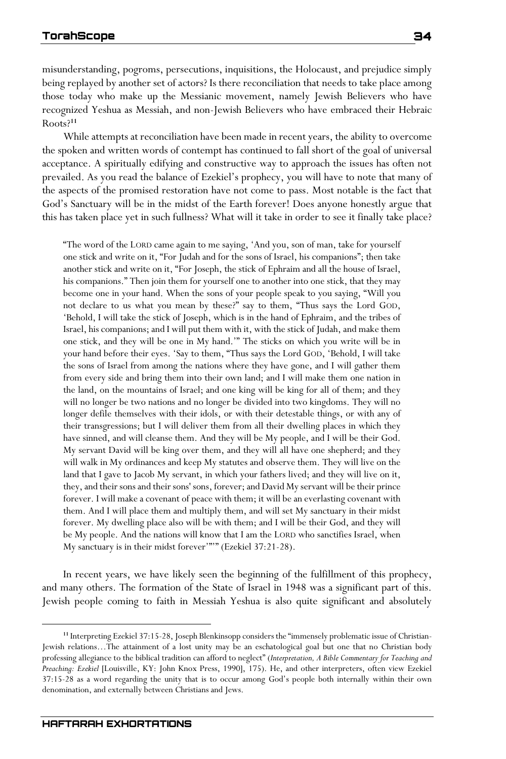misunderstanding, pogroms, persecutions, inquisitions, the Holocaust, and prejudice simply being replayed by another set of actors? Is there reconciliation that needs to take place among those today who make up the Messianic movement, namely Jewish Believers who have recognized Yeshua as Messiah, and non-Jewish Believers who have embraced their Hebraic Roots?[11]

While attempts at reconciliation have been made in recent years, the ability to overcome the spoken and written words of contempt has continued to fall short of the goal of universal acceptance. A spiritually edifying and constructive way to approach the issues has often not prevailed. As you read the balance of Ezekiel's prophecy, you will have to note that many of the aspects of the promised restoration have not come to pass. Most notable is the fact that God's Sanctuary will be in the midst of the Earth forever! Does anyone honestly argue that this has taken place yet in such fullness? What will it take in order to see it finally take place?

> "The word of the LORD came again to me saying, 'And you, son of man, take for yourself one stick and write on it, "For Judah and for the sons of Israel, his companions"; then take another stick and write on it, "For Joseph, the stick of Ephraim and all the house of Israel, his companions." Then join them for yourself one to another into one stick, that they may become one in your hand. When the sons of your people speak to you saying, "Will you not declare to us what you mean by these?" say to them, "Thus says the Lord GOD, 'Behold, I will take the stick of Joseph, which is in the hand of Ephraim, and the tribes of Israel, his companions; and I will put them with it, with the stick of Judah, and make them one stick, and they will be one in My hand.'" The sticks on which you write will be in your hand before their eyes. 'Say to them, "Thus says the Lord GOD, 'Behold, I will take the sons of Israel from among the nations where they have gone, and I will gather them from every side and bring them into their own land; and I will make them one nation in the land, on the mountains of Israel; and one king will be king for all of them; and they will no longer be two nations and no longer be divided into two kingdoms. They will no longer defile themselves with their idols, or with their detestable things, or with any of their transgressions; but I will deliver them from all their dwelling places in which they have sinned, and will cleanse them. And they will be My people, and I will be their God. My servant David will be king over them, and they will all have one shepherd; and they will walk in My ordinances and keep My statutes and observe them. They will live on the land that I gave to Jacob My servant, in which your fathers lived; and they will live on it, they, and their sons and their sons' sons, forever; and David My servant will be their prince forever. I will make a covenant of peace with them; it will be an everlasting covenant with them. And I will place them and multiply them, and will set My sanctuary in their midst forever. My dwelling place also will be with them; and I will be their God, and they will be My people. And the nations will know that I am the LORD who sanctifies Israel, when My sanctuary is in their midst forever'"'" (Ezekiel 37:21-28).

In recent years, we have likely seen the beginning of the fulfillment of this prophecy, and many others. The formation of the State of Israel in 1948 was a significant part of this. Jewish people coming to faith in Messiah Yeshua is also quite significant and absolutely

[11] Interpreting Ezekiel 37:15-28, Joseph Blenkinsopp considers the "immensely problematic issue of Christian-Jewish relations…The attainment of a lost unity may be an eschatological goal but one that no Christian body professing allegiance to the biblical tradition can afford to neglect" (*Interpretation, A Bible Commentary for Teaching and Preaching: Ezekiel* [Louisville, KY: John Knox Press, 1990], 175). He, and other interpreters, often view Ezekiel 37:15-28 as a word regarding the unity that is to occur among God's people both internally within their own denomination, and externally between Christians and Jews.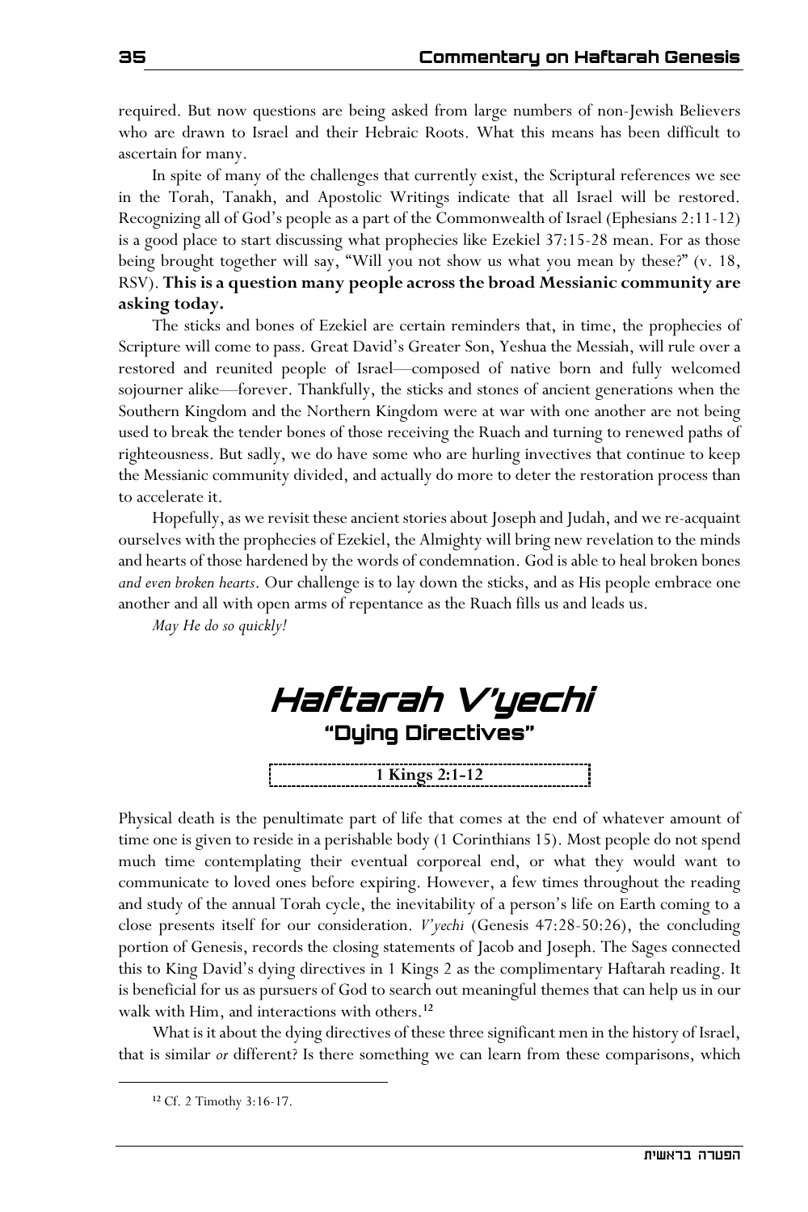required. But now questions are being asked from large numbers of non-Jewish Believers who are drawn to Israel and their Hebraic Roots. What this means has been difficult to ascertain for many.

In spite of many of the challenges that currently exist, the Scriptural references we see in the Torah, Tanakh, and Apostolic Writings indicate that all Israel will be restored. Recognizing all of God's people as a part of the Commonwealth of Israel (Ephesians 2:11-12) is a good place to start discussing what prophecies like Ezekiel 37:15-28 mean. For as those being brought together will say, "Will you not show us what you mean by these?" (v. 18, RSV). **This is a question many people across the broad Messianic community are asking today.**

The sticks and bones of Ezekiel are certain reminders that, in time, the prophecies of Scripture will come to pass. Great David's Greater Son, Yeshua the Messiah, will rule over a restored and reunited people of Israel—composed of native born and fully welcomed sojourner alike—forever. Thankfully, the sticks and stones of ancient generations when the Southern Kingdom and the Northern Kingdom were at war with one another are not being used to break the tender bones of those receiving the Ruach and turning to renewed paths of righteousness. But sadly, we do have some who are hurling invectives that continue to keep the Messianic community divided, and actually do more to deter the restoration process than to accelerate it.

Hopefully, as we revisit these ancient stories about Joseph and Judah, and we re-acquaint ourselves with the prophecies of Ezekiel, the Almighty will bring new revelation to the minds and hearts of those hardened by the words of condemnation. God is able to heal broken bones *and even broken hearts*. Our challenge is to lay down the sticks, and as His people embrace one another and all with open arms of repentance as the Ruach fills us and leads us.

*May He do so quickly!*

# Haftarah V'yechi

## "Dying Directives"

**1 Kings 2:1-12**

Physical death is the penultimate part of life that comes at the end of whatever amount of time one is given to reside in a perishable body (1 Corinthians 15). Most people do not spend much time contemplating their eventual corporeal end, or what they would want to communicate to loved ones before expiring. However, a few times throughout the reading and study of the annual Torah cycle, the inevitability of a person's life on Earth coming to a close presents itself for our consideration. *V'yechi* (Genesis 47:28-50:26), the concluding portion of Genesis, records the closing statements of Jacob and Joseph. The Sages connected this to King David's dying directives in 1 Kings 2 as the complimentary Haftarah reading. It is beneficial for us as pursuers of God to search out meaningful themes that can help us in our walk with Him, and interactions with others.[12]

What is it about the dying directives of these three significant men in the history of Israel, that is similar *or* different? Is there something we can learn from these comparisons, which

[12] Cf. 2 Timothy 3:16-17.